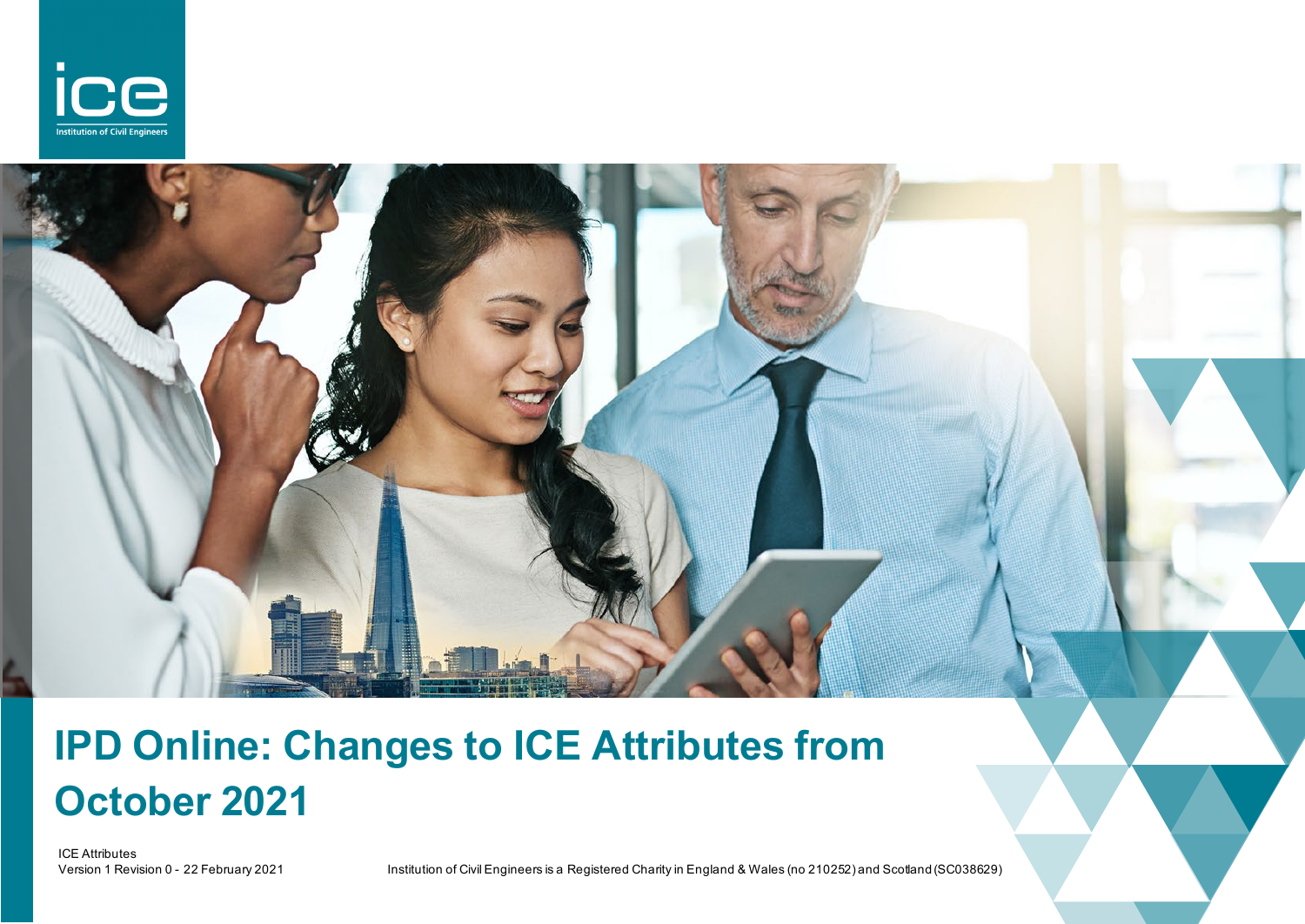# IPD Online: Changes to ICE Attributes from October 2021

ICE Attributes
Version 1 Revision 0 - 22 February 2021

Institution of Civil Engineers is a Registered Charity in England & Wales (no 210252) and Scotland (SC038629)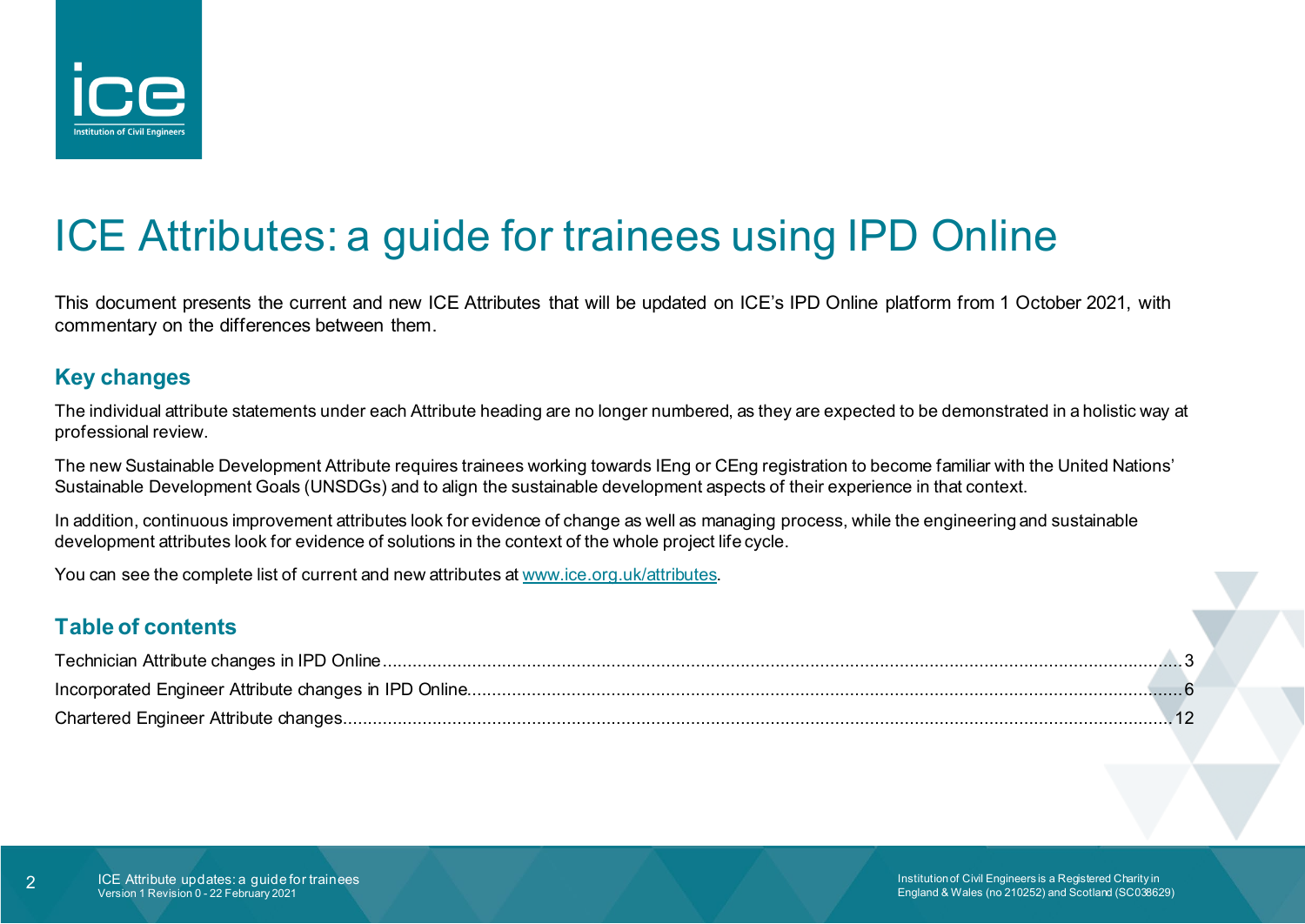# ICE Attributes: a guide for trainees using IPD Online

This document presents the current and new ICE Attributes that will be updated on ICE's IPD Online platform from 1 October 2021, with commentary on the differences between them.

## Key changes

The individual attribute statements under each Attribute heading are no longer numbered, as they are expected to be demonstrated in a holistic way at professional review.

The new Sustainable Development Attribute requires trainees working towards IEng or CEng registration to become familiar with the United Nations' Sustainable Development Goals (UNSDGs) and to align the sustainable development aspects of their experience in that context.

In addition, continuous improvement attributes look for evidence of change as well as managing process, while the engineering and sustainable development attributes look for evidence of solutions in the context of the whole project life cycle.

You can see the complete list of current and new attributes at [www.ice.org.uk/attributes](www.ice.org.uk/attributes).

## Table of contents

Technician Attribute changes in IPD Online ........ 3
Incorporated Engineer Attribute changes in IPD Online ........ 6
Chartered Engineer Attribute changes ........ 12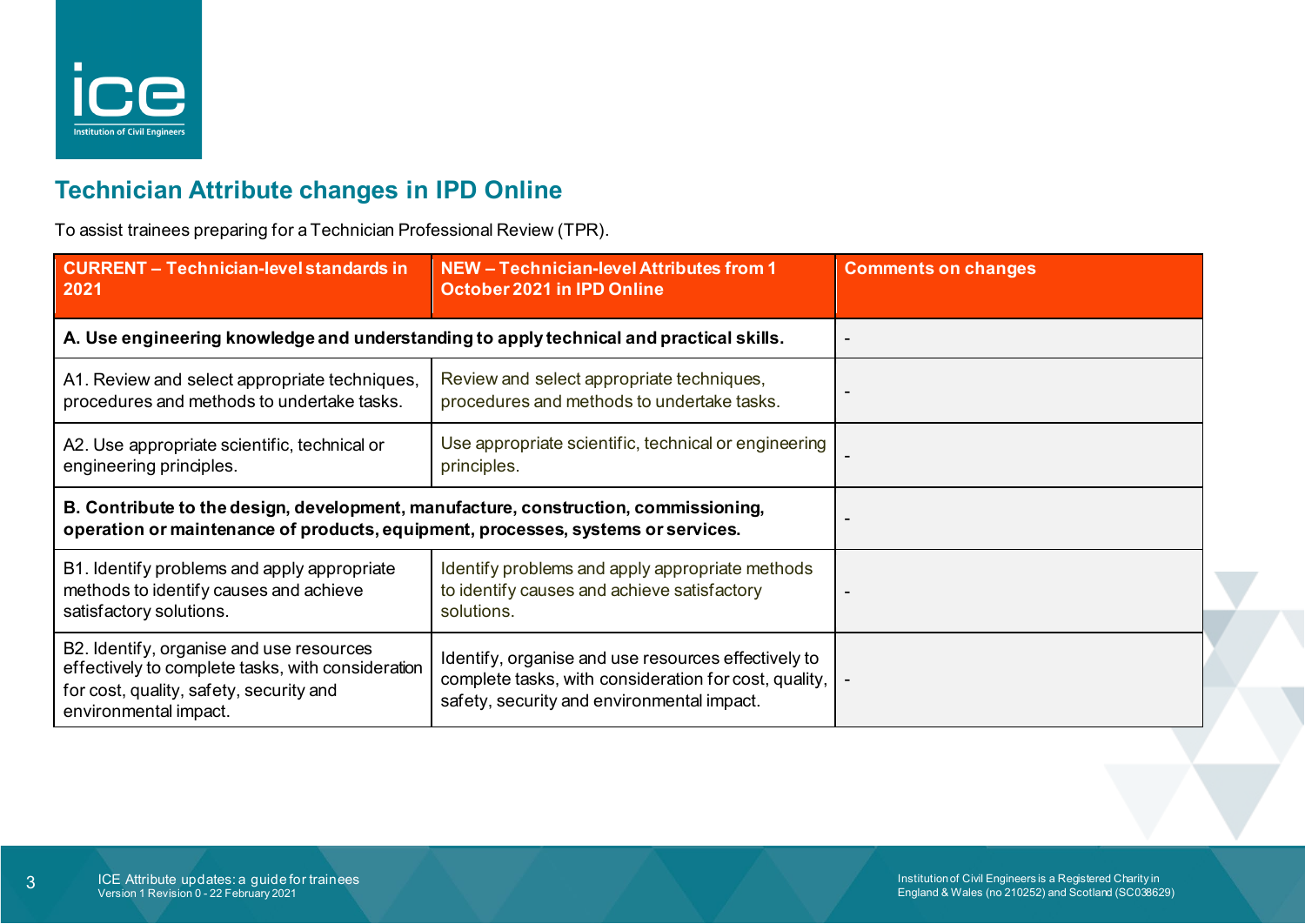## Technician Attribute changes in IPD Online

To assist trainees preparing for a Technician Professional Review (TPR).

| CURRENT – Technician-level standards in 2021 | NEW – Technician-level Attributes from 1 October 2021 in IPD Online | Comments on changes |
|---|---|---|
| **A. Use engineering knowledge and understanding to apply technical and practical skills.** | | - |
| A1. Review and select appropriate techniques, procedures and methods to undertake tasks. | Review and select appropriate techniques, procedures and methods to undertake tasks. | - |
| A2. Use appropriate scientific, technical or engineering principles. | Use appropriate scientific, technical or engineering principles. | - |
| **B. Contribute to the design, development, manufacture, construction, commissioning, operation or maintenance of products, equipment, processes, systems or services.** | | - |
| B1. Identify problems and apply appropriate methods to identify causes and achieve satisfactory solutions. | Identify problems and apply appropriate methods to identify causes and achieve satisfactory solutions. | - |
| B2. Identify, organise and use resources effectively to complete tasks, with consideration for cost, quality, safety, security and environmental impact. | Identify, organise and use resources effectively to complete tasks, with consideration for cost, quality, safety, security and environmental impact. | - |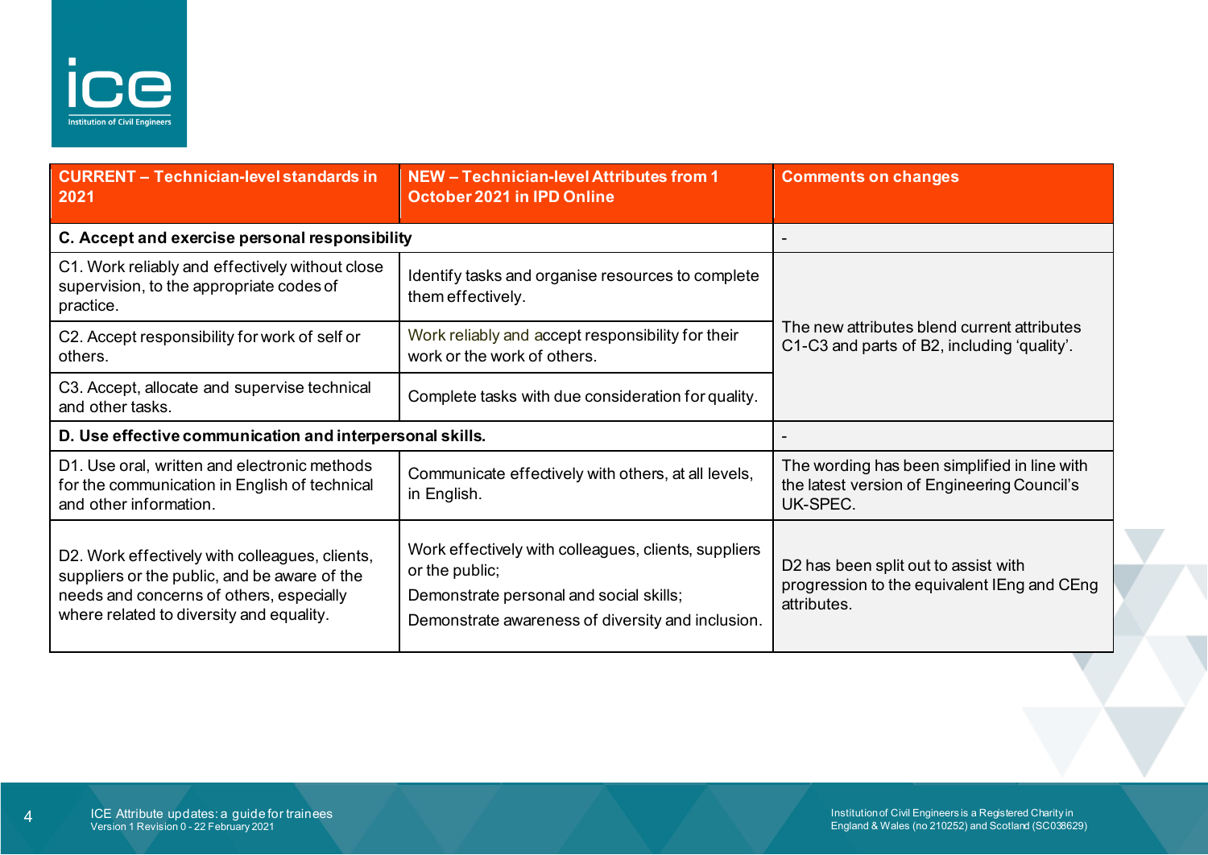| CURRENT – Technician-level standards in 2021 | NEW – Technician-level Attributes from 1 October 2021 in IPD Online | Comments on changes |
|---|---|---|
| **C. Accept and exercise personal responsibility** | | - |
| C1. Work reliably and effectively without close supervision, to the appropriate codes of practice. | Identify tasks and organise resources to complete them effectively. | The new attributes blend current attributes C1-C3 and parts of B2, including 'quality'. |
| C2. Accept responsibility for work of self or others. | Work reliably and accept responsibility for their work or the work of others. | |
| C3. Accept, allocate and supervise technical and other tasks. | Complete tasks with due consideration for quality. | |
| **D. Use effective communication and interpersonal skills.** | | - |
| D1. Use oral, written and electronic methods for the communication in English of technical and other information. | Communicate effectively with others, at all levels, in English. | The wording has been simplified in line with the latest version of Engineering Council's UK-SPEC. |
| D2. Work effectively with colleagues, clients, suppliers or the public, and be aware of the needs and concerns of others, especially where related to diversity and equality. | Work effectively with colleagues, clients, suppliers or the public;<br>Demonstrate personal and social skills;<br>Demonstrate awareness of diversity and inclusion. | D2 has been split out to assist with progression to the equivalent IEng and CEng attributes. |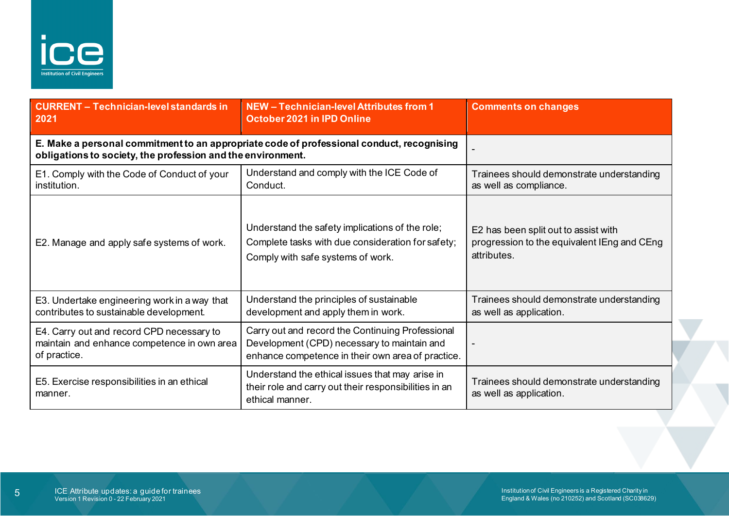| CURRENT – Technician-level standards in 2021 | NEW – Technician-level Attributes from 1 October 2021 in IPD Online | Comments on changes |
|---|---|---|
| **E. Make a personal commitment to an appropriate code of professional conduct, recognising obligations to society, the profession and the environment.** | | - |
| E1. Comply with the Code of Conduct of your institution. | Understand and comply with the ICE Code of Conduct. | Trainees should demonstrate understanding as well as compliance. |
| E2. Manage and apply safe systems of work. | Understand the safety implications of the role;<br>Complete tasks with due consideration for safety;<br>Comply with safe systems of work. | E2 has been split out to assist with progression to the equivalent IEng and CEng attributes. |
| E3. Undertake engineering work in a way that contributes to sustainable development. | Understand the principles of sustainable development and apply them in work. | Trainees should demonstrate understanding as well as application. |
| E4. Carry out and record CPD necessary to maintain and enhance competence in own area of practice. | Carry out and record the Continuing Professional Development (CPD) necessary to maintain and enhance competence in their own area of practice. | - |
| E5. Exercise responsibilities in an ethical manner. | Understand the ethical issues that may arise in their role and carry out their responsibilities in an ethical manner. | Trainees should demonstrate understanding as well as application. |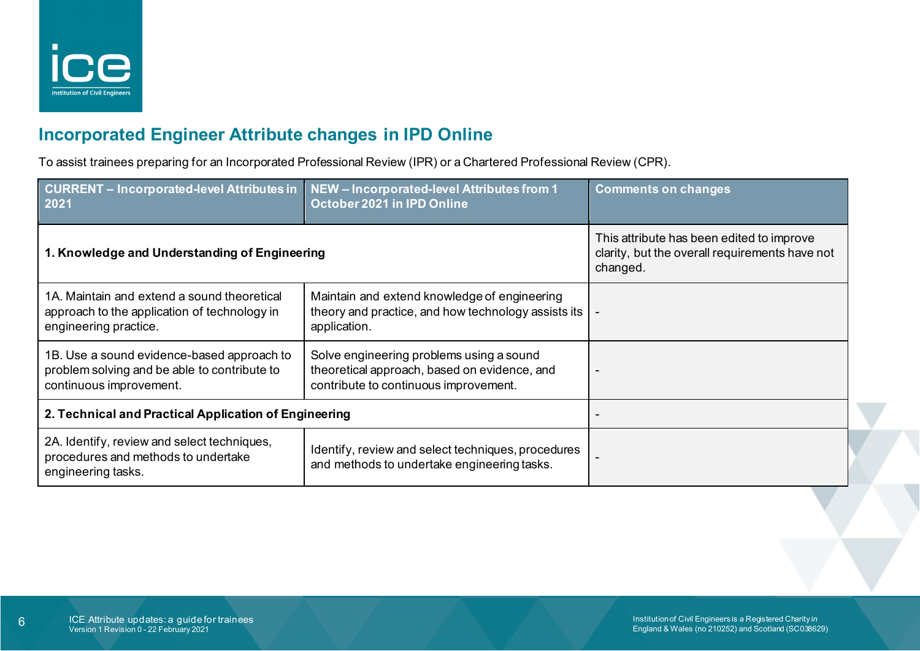## Incorporated Engineer Attribute changes in IPD Online

To assist trainees preparing for an Incorporated Professional Review (IPR) or a Chartered Professional Review (CPR).

| CURRENT – Incorporated-level Attributes in 2021 | NEW – Incorporated-level Attributes from 1 October 2021 in IPD Online | Comments on changes |
|---|---|---|
| **1. Knowledge and Understanding of Engineering** | | This attribute has been edited to improve clarity, but the overall requirements have not changed. |
| 1A. Maintain and extend a sound theoretical approach to the application of technology in engineering practice. | Maintain and extend knowledge of engineering theory and practice, and how technology assists its application. | - |
| 1B. Use a sound evidence-based approach to problem solving and be able to contribute to continuous improvement. | Solve engineering problems using a sound theoretical approach, based on evidence, and contribute to continuous improvement. | - |
| **2. Technical and Practical Application of Engineering** | | - |
| 2A. Identify, review and select techniques, procedures and methods to undertake engineering tasks. | Identify, review and select techniques, procedures and methods to undertake engineering tasks. | - |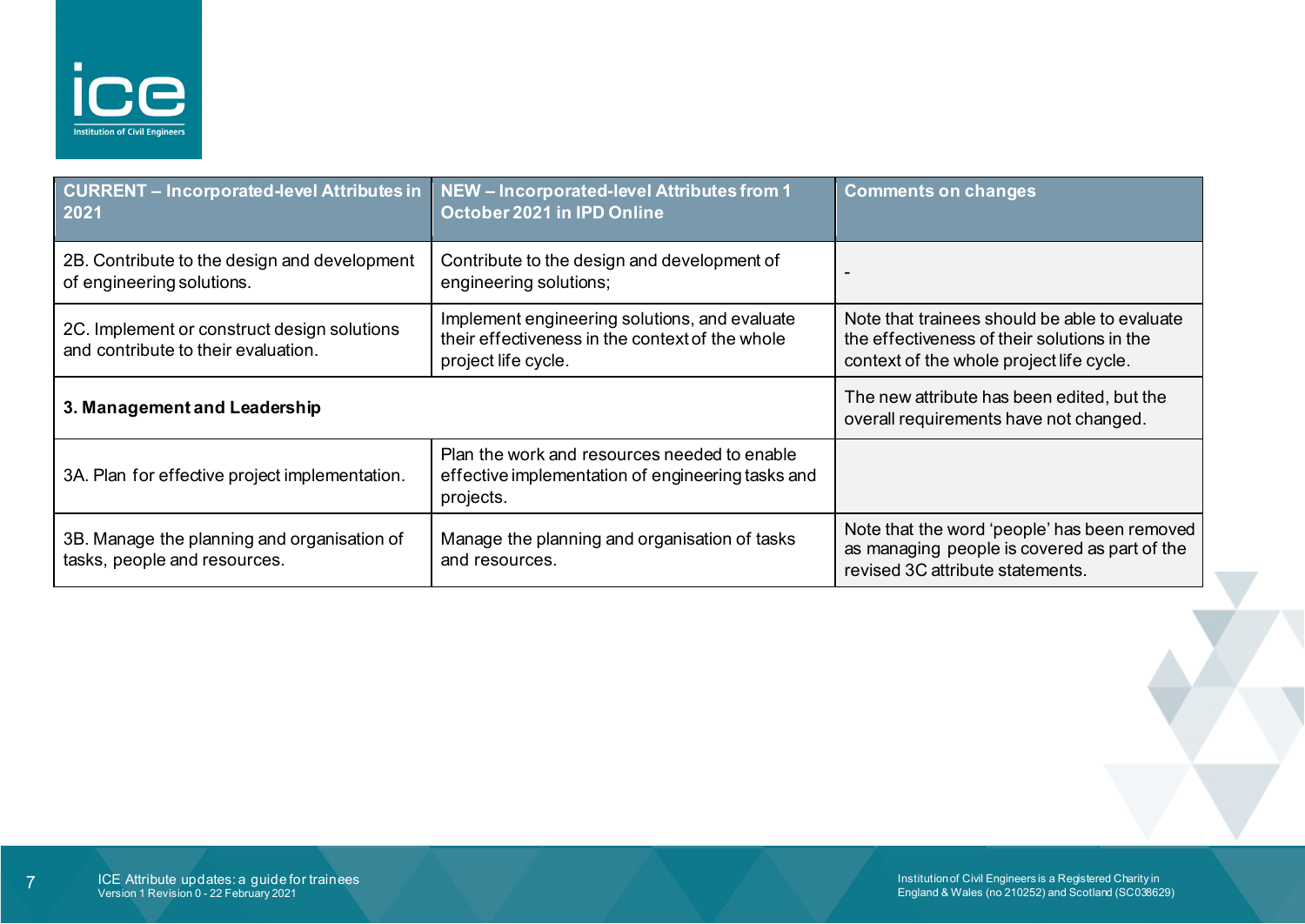| CURRENT – Incorporated-level Attributes in 2021 | NEW – Incorporated-level Attributes from 1 October 2021 in IPD Online | Comments on changes |
|---|---|---|
| 2B. Contribute to the design and development of engineering solutions. | Contribute to the design and development of engineering solutions; | - |
| 2C. Implement or construct design solutions and contribute to their evaluation. | Implement engineering solutions, and evaluate their effectiveness in the context of the whole project life cycle. | Note that trainees should be able to evaluate the effectiveness of their solutions in the context of the whole project life cycle. |
| **3. Management and Leadership** | | The new attribute has been edited, but the overall requirements have not changed. |
| 3A. Plan for effective project implementation. | Plan the work and resources needed to enable effective implementation of engineering tasks and projects. | |
| 3B. Manage the planning and organisation of tasks, people and resources. | Manage the planning and organisation of tasks and resources. | Note that the word 'people' has been removed as managing people is covered as part of the revised 3C attribute statements. |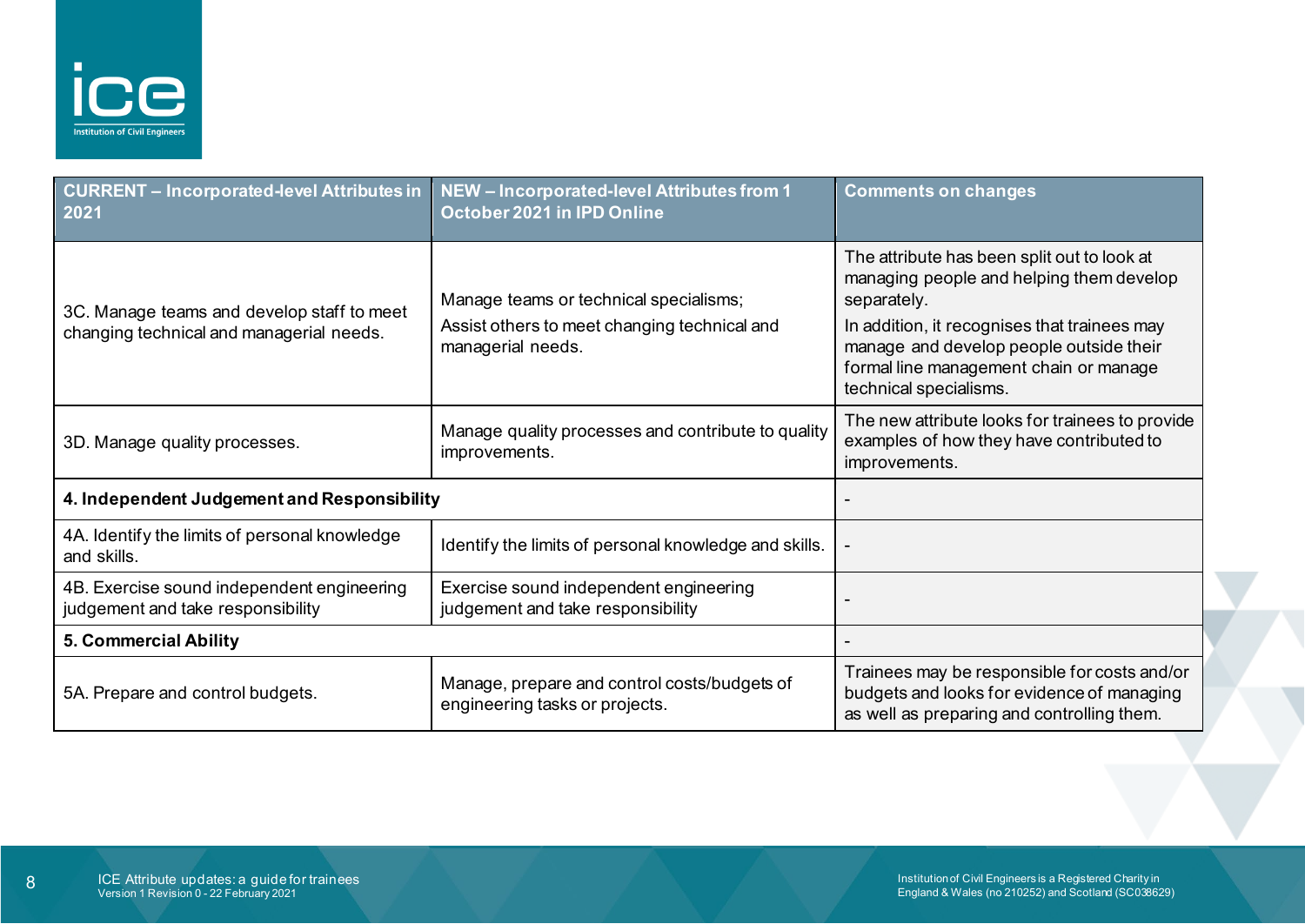| CURRENT – Incorporated-level Attributes in 2021 | NEW – Incorporated-level Attributes from 1 October 2021 in IPD Online | Comments on changes |
|---|---|---|
| 3C. Manage teams and develop staff to meet changing technical and managerial needs. | Manage teams or technical specialisms; Assist others to meet changing technical and managerial needs. | The attribute has been split out to look at managing people and helping them develop separately. In addition, it recognises that trainees may manage and develop people outside their formal line management chain or manage technical specialisms. |
| 3D. Manage quality processes. | Manage quality processes and contribute to quality improvements. | The new attribute looks for trainees to provide examples of how they have contributed to improvements. |
| **4. Independent Judgement and Responsibility** | | - |
| 4A. Identify the limits of personal knowledge and skills. | Identify the limits of personal knowledge and skills. | - |
| 4B. Exercise sound independent engineering judgement and take responsibility | Exercise sound independent engineering judgement and take responsibility | - |
| **5. Commercial Ability** | | - |
| 5A. Prepare and control budgets. | Manage, prepare and control costs/budgets of engineering tasks or projects. | Trainees may be responsible for costs and/or budgets and looks for evidence of managing as well as preparing and controlling them. |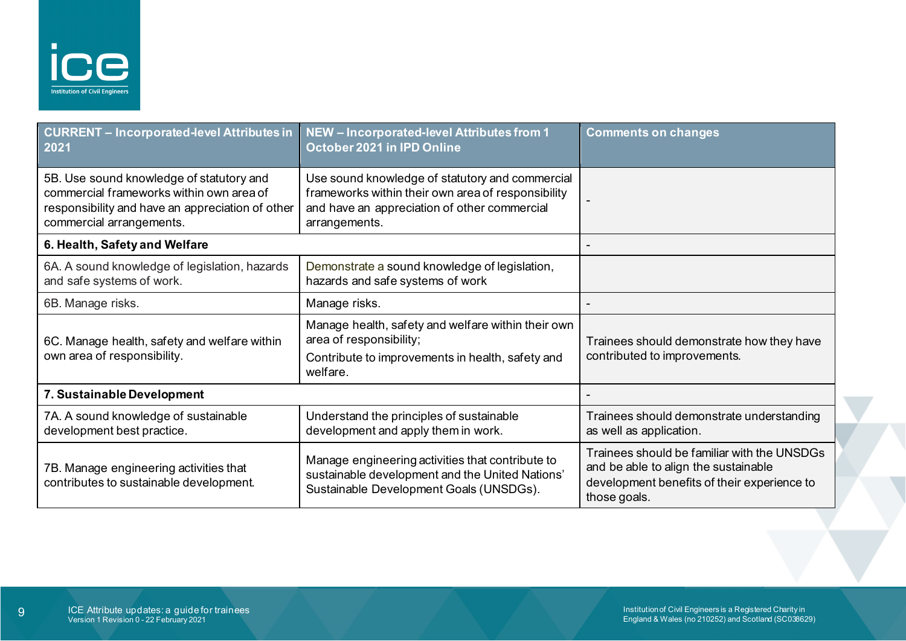| CURRENT – Incorporated-level Attributes in 2021 | NEW – Incorporated-level Attributes from 1 October 2021 in IPD Online | Comments on changes |
|---|---|---|
| 5B. Use sound knowledge of statutory and commercial frameworks within own area of responsibility and have an appreciation of other commercial arrangements. | Use sound knowledge of statutory and commercial frameworks within their own area of responsibility and have an appreciation of other commercial arrangements. | - |
| **6. Health, Safety and Welfare** | | - |
| 6A. A sound knowledge of legislation, hazards and safe systems of work. | Demonstrate a sound knowledge of legislation, hazards and safe systems of work | |
| 6B. Manage risks. | Manage risks. | - |
| 6C. Manage health, safety and welfare within own area of responsibility. | Manage health, safety and welfare within their own area of responsibility;<br>Contribute to improvements in health, safety and welfare. | Trainees should demonstrate how they have contributed to improvements. |
| **7. Sustainable Development** | | - |
| 7A. A sound knowledge of sustainable development best practice. | Understand the principles of sustainable development and apply them in work. | Trainees should demonstrate understanding as well as application. |
| 7B. Manage engineering activities that contributes to sustainable development. | Manage engineering activities that contribute to sustainable development and the United Nations' Sustainable Development Goals (UNSDGs). | Trainees should be familiar with the UNSDGs and be able to align the sustainable development benefits of their experience to those goals. |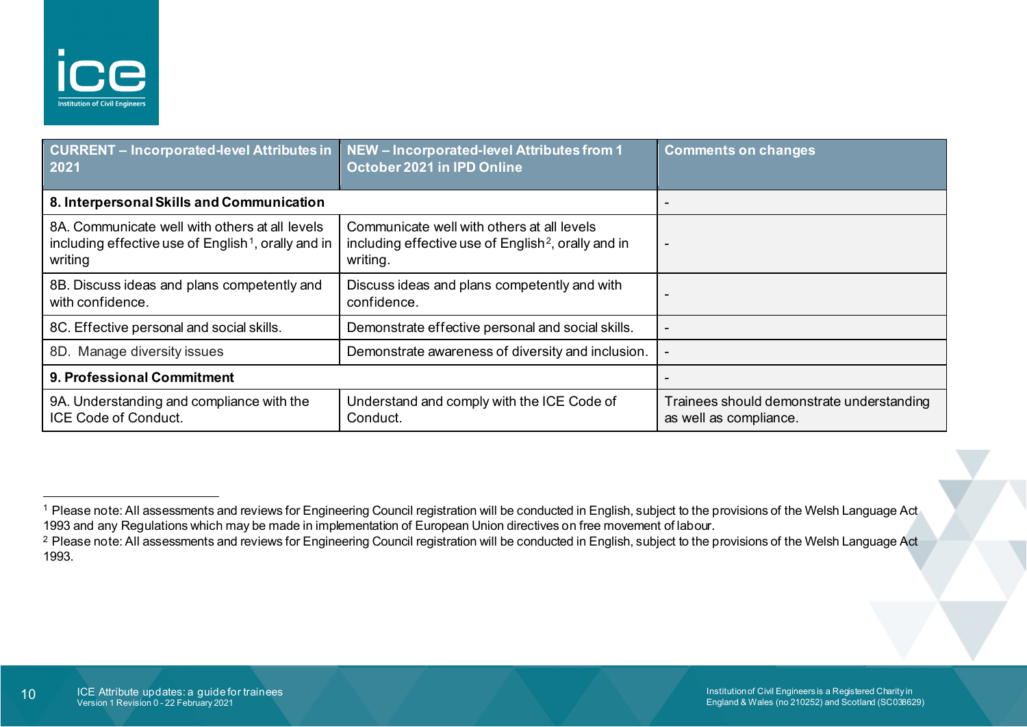| CURRENT – Incorporated-level Attributes in 2021 | NEW – Incorporated-level Attributes from 1 October 2021 in IPD Online | Comments on changes |
|---|---|---|
| **8. Interpersonal Skills and Communication** | | - |
| 8A. Communicate well with others at all levels including effective use of English[1], orally and in writing | Communicate well with others at all levels including effective use of English[2], orally and in writing. | - |
| 8B. Discuss ideas and plans competently and with confidence. | Discuss ideas and plans competently and with confidence. | - |
| 8C. Effective personal and social skills. | Demonstrate effective personal and social skills. | - |
| 8D. Manage diversity issues | Demonstrate awareness of diversity and inclusion. | - |
| **9. Professional Commitment** | | - |
| 9A. Understanding and compliance with the ICE Code of Conduct. | Understand and comply with the ICE Code of Conduct. | Trainees should demonstrate understanding as well as compliance. |

[1] Please note: All assessments and reviews for Engineering Council registration will be conducted in English, subject to the provisions of the Welsh Language Act 1993 and any Regulations which may be made in implementation of European Union directives on free movement of labour.

[2] Please note: All assessments and reviews for Engineering Council registration will be conducted in English, subject to the provisions of the Welsh Language Act 1993.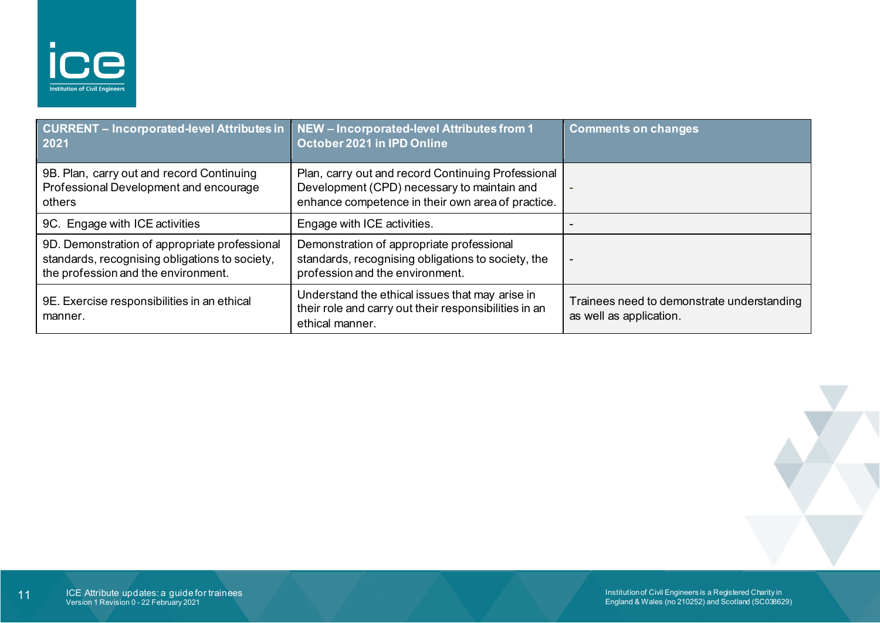| CURRENT – Incorporated-level Attributes in 2021 | NEW – Incorporated-level Attributes from 1 October 2021 in IPD Online | Comments on changes |
|---|---|---|
| 9B. Plan, carry out and record Continuing Professional Development and encourage others | Plan, carry out and record Continuing Professional Development (CPD) necessary to maintain and enhance competence in their own area of practice. | - |
| 9C. Engage with ICE activities | Engage with ICE activities. | - |
| 9D. Demonstration of appropriate professional standards, recognising obligations to society, the profession and the environment. | Demonstration of appropriate professional standards, recognising obligations to society, the profession and the environment. | - |
| 9E. Exercise responsibilities in an ethical manner. | Understand the ethical issues that may arise in their role and carry out their responsibilities in an ethical manner. | Trainees need to demonstrate understanding as well as application. |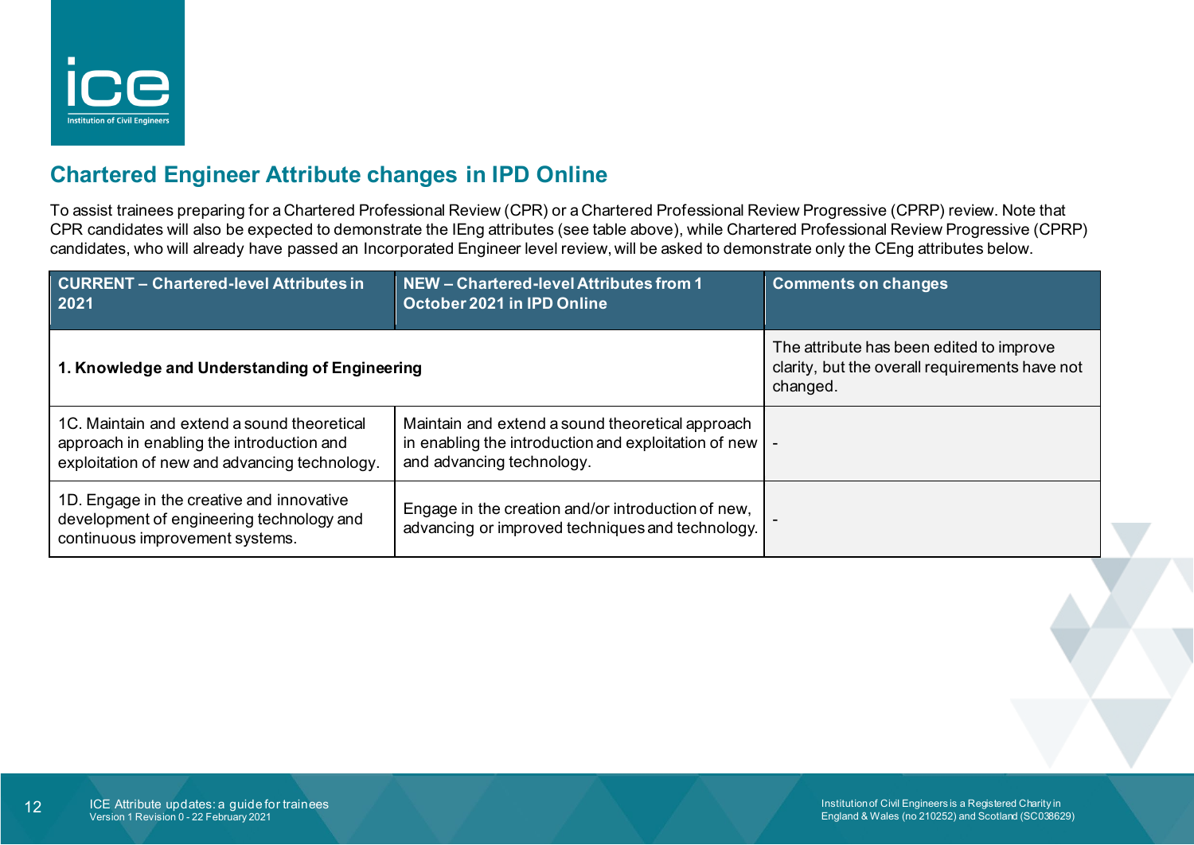## Chartered Engineer Attribute changes in IPD Online

To assist trainees preparing for a Chartered Professional Review (CPR) or a Chartered Professional Review Progressive (CPRP) review. Note that CPR candidates will also be expected to demonstrate the IEng attributes (see table above), while Chartered Professional Review Progressive (CPRP) candidates, who will already have passed an Incorporated Engineer level review, will be asked to demonstrate only the CEng attributes below.

| CURRENT – Chartered-level Attributes in 2021 | NEW – Chartered-level Attributes from 1 October 2021 in IPD Online | Comments on changes |
|---|---|---|
| **1. Knowledge and Understanding of Engineering** | | The attribute has been edited to improve clarity, but the overall requirements have not changed. |
| 1C. Maintain and extend a sound theoretical approach in enabling the introduction and exploitation of new and advancing technology. | Maintain and extend a sound theoretical approach in enabling the introduction and exploitation of new and advancing technology. | - |
| 1D. Engage in the creative and innovative development of engineering technology and continuous improvement systems. | Engage in the creation and/or introduction of new, advancing or improved techniques and technology. | - |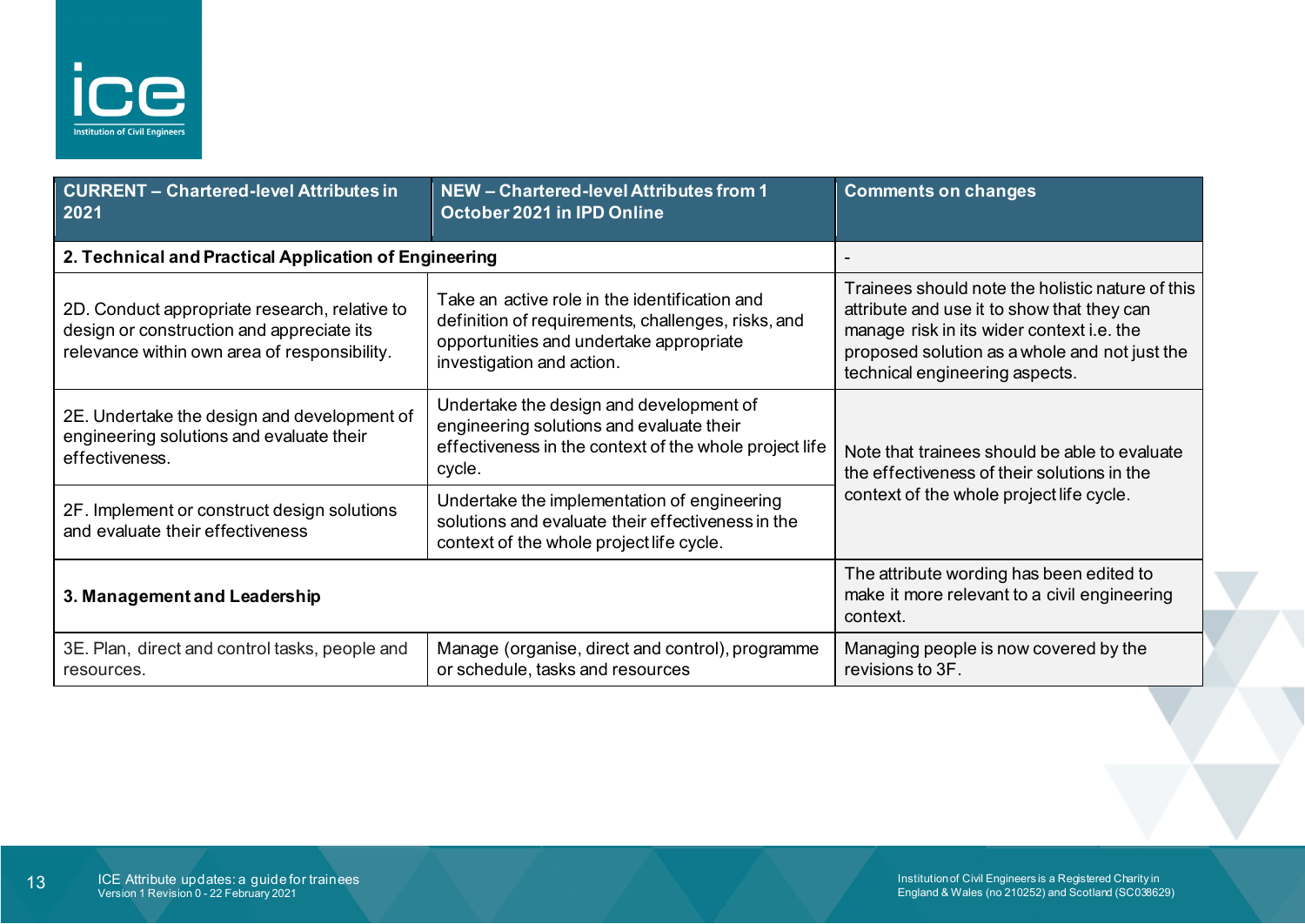| CURRENT – Chartered-level Attributes in 2021 | NEW – Chartered-level Attributes from 1 October 2021 in IPD Online | Comments on changes |
|---|---|---|
| **2. Technical and Practical Application of Engineering** | | - |
| 2D. Conduct appropriate research, relative to design or construction and appreciate its relevance within own area of responsibility. | Take an active role in the identification and definition of requirements, challenges, risks, and opportunities and undertake appropriate investigation and action. | Trainees should note the holistic nature of this attribute and use it to show that they can manage risk in its wider context i.e. the proposed solution as a whole and not just the technical engineering aspects. |
| 2E. Undertake the design and development of engineering solutions and evaluate their effectiveness. | Undertake the design and development of engineering solutions and evaluate their effectiveness in the context of the whole project life cycle. | Note that trainees should be able to evaluate the effectiveness of their solutions in the context of the whole project life cycle. |
| 2F. Implement or construct design solutions and evaluate their effectiveness | Undertake the implementation of engineering solutions and evaluate their effectiveness in the context of the whole project life cycle. | |
| **3. Management and Leadership** | | The attribute wording has been edited to make it more relevant to a civil engineering context. |
| 3E. Plan, direct and control tasks, people and resources. | Manage (organise, direct and control), programme or schedule, tasks and resources | Managing people is now covered by the revisions to 3F. |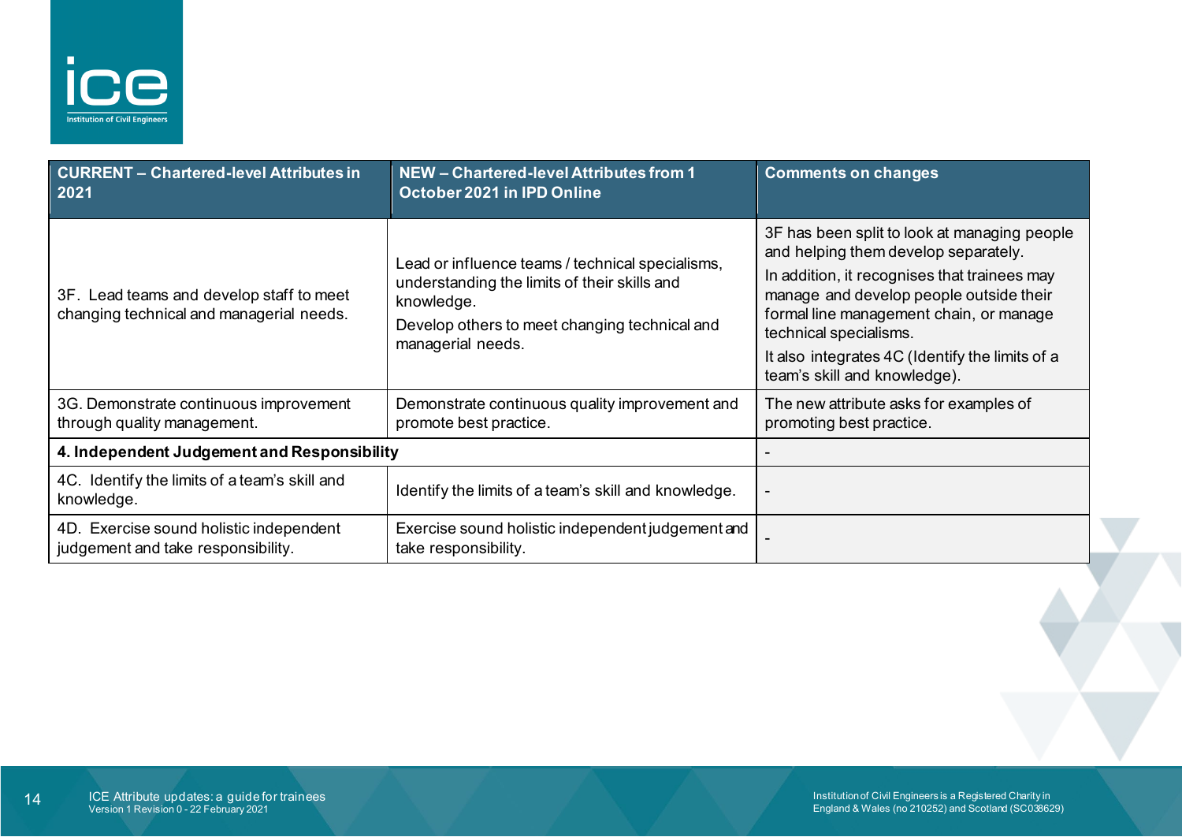| CURRENT – Chartered-level Attributes in 2021 | NEW – Chartered-level Attributes from 1 October 2021 in IPD Online | Comments on changes |
|---|---|---|
| 3F. Lead teams and develop staff to meet changing technical and managerial needs. | Lead or influence teams / technical specialisms, understanding the limits of their skills and knowledge.<br>Develop others to meet changing technical and managerial needs. | 3F has been split to look at managing people and helping them develop separately.<br>In addition, it recognises that trainees may manage and develop people outside their formal line management chain, or manage technical specialisms.<br>It also integrates 4C (Identify the limits of a team's skill and knowledge). |
| 3G. Demonstrate continuous improvement through quality management. | Demonstrate continuous quality improvement and promote best practice. | The new attribute asks for examples of promoting best practice. |
| **4. Independent Judgement and Responsibility** | | - |
| 4C. Identify the limits of a team's skill and knowledge. | Identify the limits of a team's skill and knowledge. | - |
| 4D. Exercise sound holistic independent judgement and take responsibility. | Exercise sound holistic independent judgement and take responsibility. | - |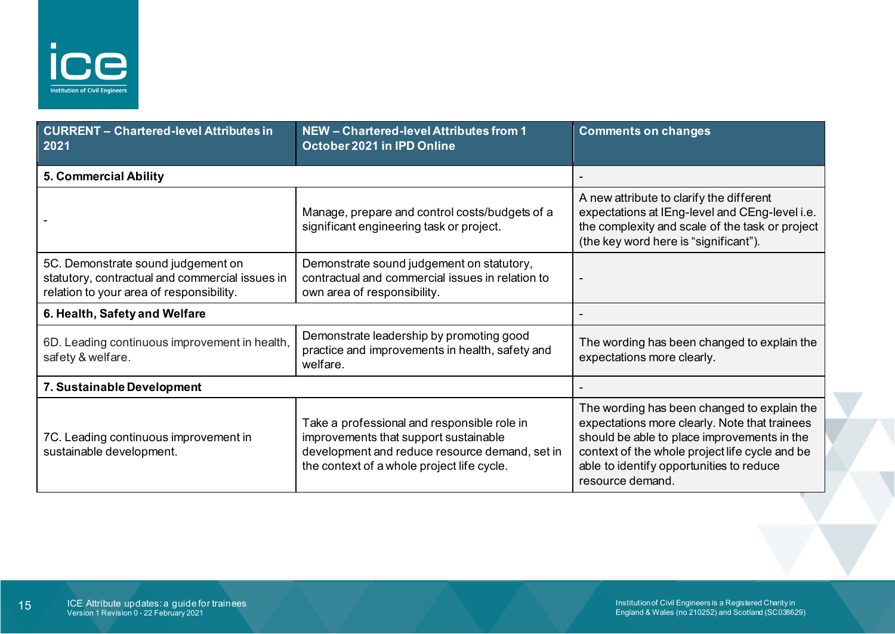| CURRENT – Chartered-level Attributes in 2021 | NEW – Chartered-level Attributes from 1 October 2021 in IPD Online | Comments on changes |
|---|---|---|
| **5. Commercial Ability** | | - |
| - | Manage, prepare and control costs/budgets of a significant engineering task or project. | A new attribute to clarify the different expectations at IEng-level and CEng-level i.e. the complexity and scale of the task or project (the key word here is “significant”). |
| 5C. Demonstrate sound judgement on statutory, contractual and commercial issues in relation to your area of responsibility. | Demonstrate sound judgement on statutory, contractual and commercial issues in relation to own area of responsibility. | - |
| **6. Health, Safety and Welfare** | | - |
| 6D. Leading continuous improvement in health, safety & welfare. | Demonstrate leadership by promoting good practice and improvements in health, safety and welfare. | The wording has been changed to explain the expectations more clearly. |
| **7. Sustainable Development** | | - |
| 7C. Leading continuous improvement in sustainable development. | Take a professional and responsible role in improvements that support sustainable development and reduce resource demand, set in the context of a whole project life cycle. | The wording has been changed to explain the expectations more clearly. Note that trainees should be able to place improvements in the context of the whole project life cycle and be able to identify opportunities to reduce resource demand. |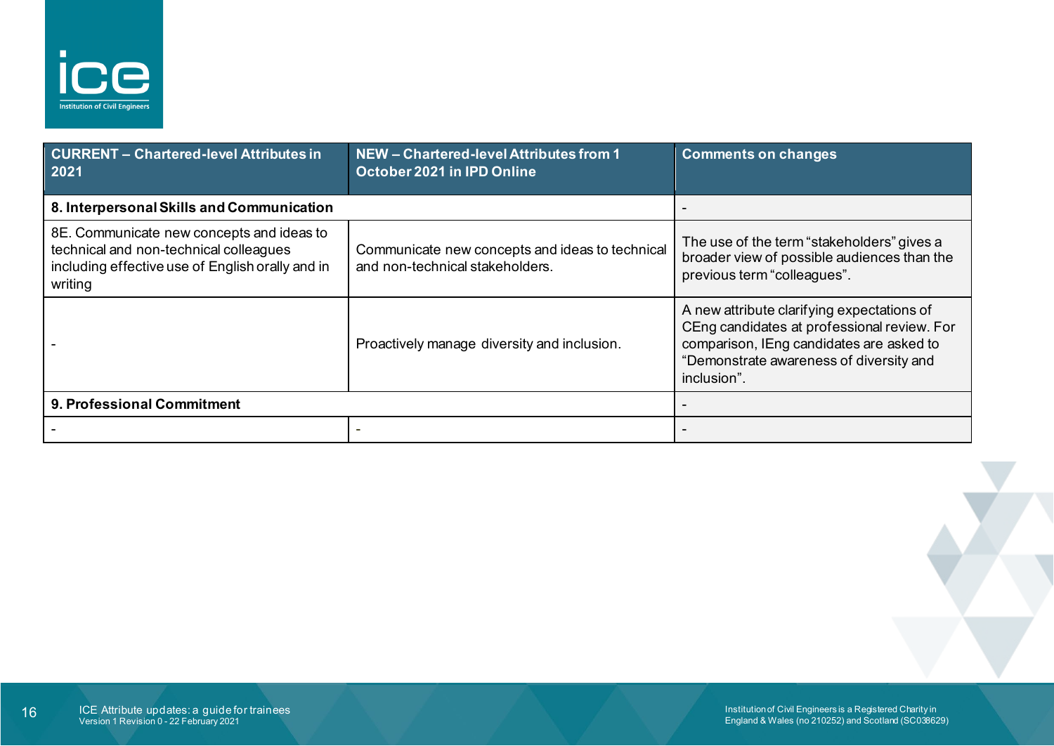| CURRENT – Chartered-level Attributes in 2021 | NEW – Chartered-level Attributes from 1 October 2021 in IPD Online | Comments on changes |
|---|---|---|
| **8. Interpersonal Skills and Communication** | | - |
| 8E. Communicate new concepts and ideas to technical and non-technical colleagues including effective use of English orally and in writing | Communicate new concepts and ideas to technical and non-technical stakeholders. | The use of the term "stakeholders" gives a broader view of possible audiences than the previous term "colleagues". |
| - | Proactively manage diversity and inclusion. | A new attribute clarifying expectations of CEng candidates at professional review. For comparison, IEng candidates are asked to "Demonstrate awareness of diversity and inclusion". |
| **9. Professional Commitment** | | - |
| - | - | - |

Institution of Civil Engineers is a Registered Charity in England & Wales (no 210252) and Scotland (SC038629)